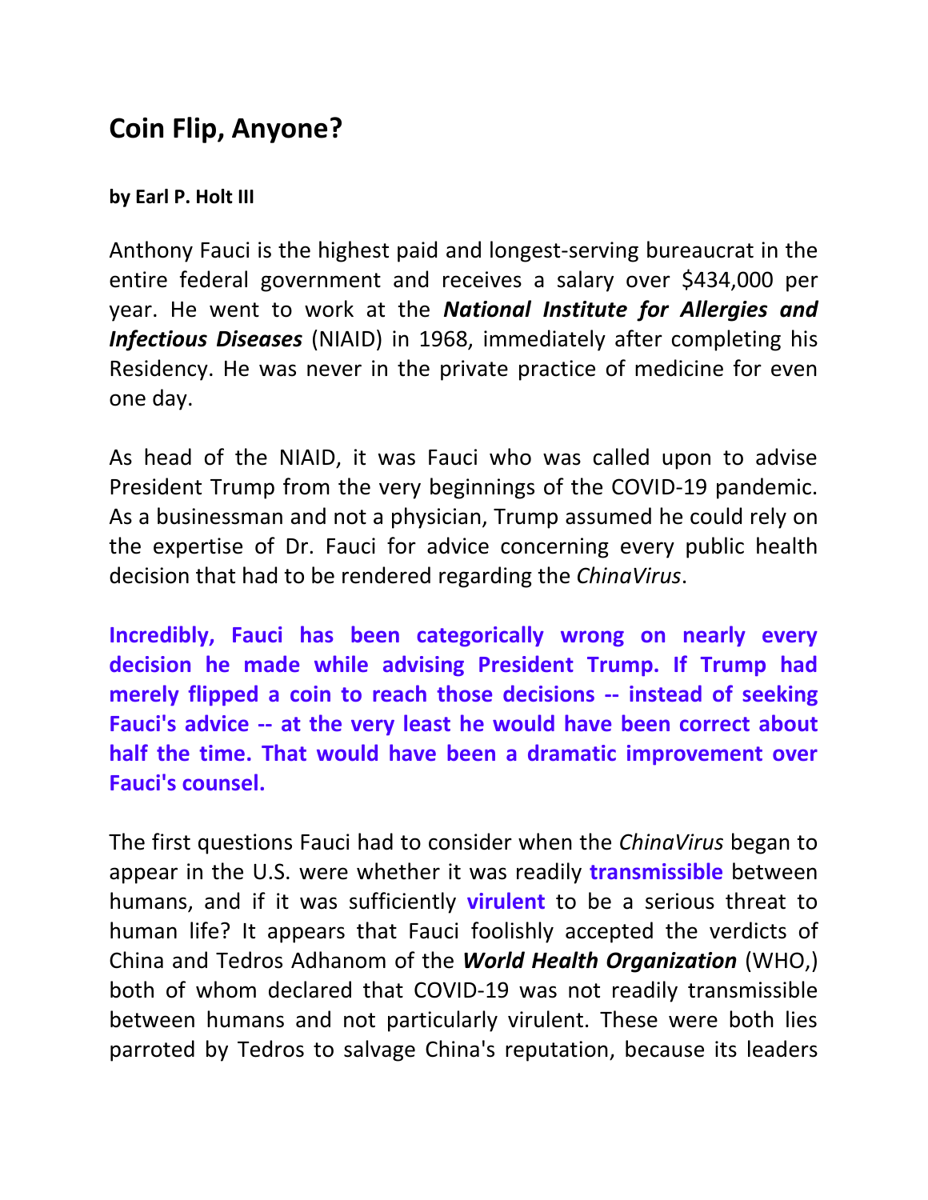## Coin Flip, Anyone?

**by Earl P. Holt III**

Anthony Fauci is the highest paid and longest-serving bureaucrat in the entire federal government and receives a salary over $434,000 per year. He went to work at the ***National Institute for Allergies and Infectious Diseases*** (NIAID) in 1968, immediately after completing his Residency. He was never in the private practice of medicine for even one day.

As head of the NIAID, it was Fauci who was called upon to advise President Trump from the very beginnings of the COVID-19 pandemic. As a businessman and not a physician, Trump assumed he could rely on the expertise of Dr. Fauci for advice concerning every public health decision that had to be rendered regarding the *ChinaVirus*.

**Incredibly, Fauci has been categorically wrong on nearly every decision he made while advising President Trump. If Trump had merely flipped a coin to reach those decisions -- instead of seeking Fauci's advice -- at the very least he would have been correct about half the time. That would have been a dramatic improvement over Fauci's counsel.**

The first questions Fauci had to consider when the *ChinaVirus* began to appear in the U.S. were whether it was readily **transmissible** between humans, and if it was sufficiently **virulent** to be a serious threat to human life? It appears that Fauci foolishly accepted the verdicts of China and Tedros Adhanom of the ***World Health Organization*** (WHO,) both of whom declared that COVID-19 was not readily transmissible between humans and not particularly virulent. These were both lies parroted by Tedros to salvage China's reputation, because its leaders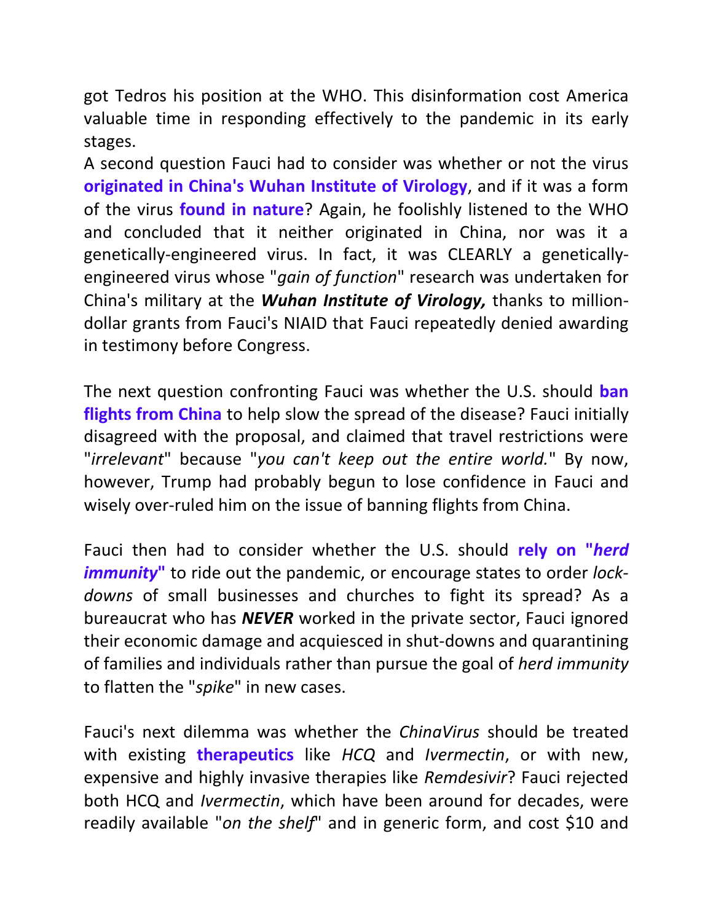got Tedros his position at the WHO. This disinformation cost America valuable time in responding effectively to the pandemic in its early stages.

A second question Fauci had to consider was whether or not the virus **originated in China's Wuhan Institute of Virology**, and if it was a form of the virus **found in nature**? Again, he foolishly listened to the WHO and concluded that it neither originated in China, nor was it a genetically-engineered virus. In fact, it was CLEARLY a genetically-engineered virus whose "*gain of function*" research was undertaken for China's military at the ***Wuhan Institute of Virology,*** thanks to million-dollar grants from Fauci's NIAID that Fauci repeatedly denied awarding in testimony before Congress.

The next question confronting Fauci was whether the U.S. should **ban flights from China** to help slow the spread of the disease? Fauci initially disagreed with the proposal, and claimed that travel restrictions were "*irrelevant*" because "*you can't keep out the entire world.*" By now, however, Trump had probably begun to lose confidence in Fauci and wisely over-ruled him on the issue of banning flights from China.

Fauci then had to consider whether the U.S. should **rely on "*herd immunity*"** to ride out the pandemic, or encourage states to order *lock-downs* of small businesses and churches to fight its spread? As a bureaucrat who has ***NEVER*** worked in the private sector, Fauci ignored their economic damage and acquiesced in shut-downs and quarantining of families and individuals rather than pursue the goal of *herd immunity* to flatten the "*spike*" in new cases.

Fauci's next dilemma was whether the *ChinaVirus* should be treated with existing **therapeutics** like *HCQ* and *Ivermectin*, or with new, expensive and highly invasive therapies like *Remdesivir*? Fauci rejected both HCQ and *Ivermectin*, which have been around for decades, were readily available "*on the shelf*" and in generic form, and cost $10 and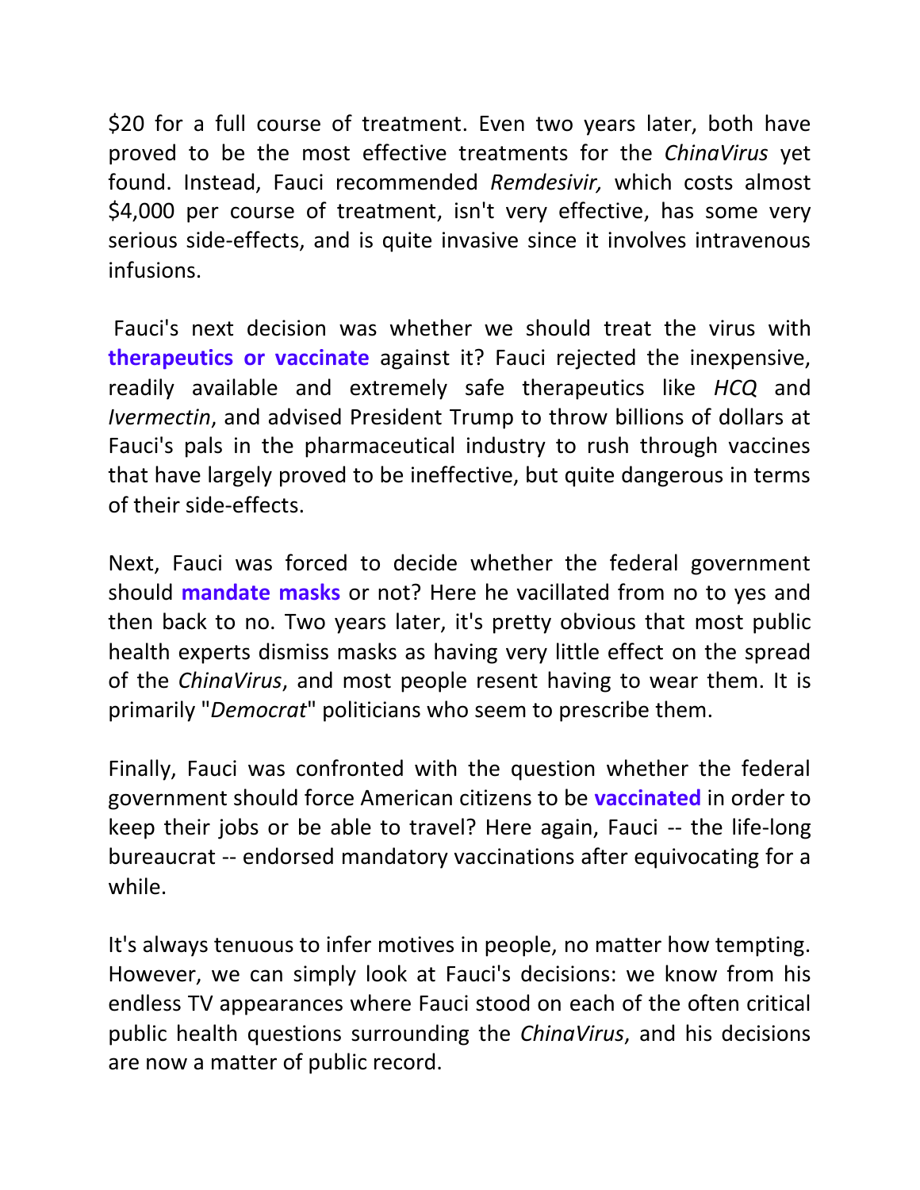$20 for a full course of treatment. Even two years later, both have proved to be the most effective treatments for the *ChinaVirus* yet found. Instead, Fauci recommended *Remdesivir,* which costs almost $4,000 per course of treatment, isn't very effective, has some very serious side-effects, and is quite invasive since it involves intravenous infusions.

Fauci's next decision was whether we should treat the virus with **therapeutics or vaccinate** against it? Fauci rejected the inexpensive, readily available and extremely safe therapeutics like *HCQ* and *Ivermectin*, and advised President Trump to throw billions of dollars at Fauci's pals in the pharmaceutical industry to rush through vaccines that have largely proved to be ineffective, but quite dangerous in terms of their side-effects.

Next, Fauci was forced to decide whether the federal government should **mandate masks** or not? Here he vacillated from no to yes and then back to no. Two years later, it's pretty obvious that most public health experts dismiss masks as having very little effect on the spread of the *ChinaVirus*, and most people resent having to wear them. It is primarily "*Democrat*" politicians who seem to prescribe them.

Finally, Fauci was confronted with the question whether the federal government should force American citizens to be **vaccinated** in order to keep their jobs or be able to travel? Here again, Fauci -- the life-long bureaucrat -- endorsed mandatory vaccinations after equivocating for a while.

It's always tenuous to infer motives in people, no matter how tempting. However, we can simply look at Fauci's decisions: we know from his endless TV appearances where Fauci stood on each of the often critical public health questions surrounding the *ChinaVirus*, and his decisions are now a matter of public record.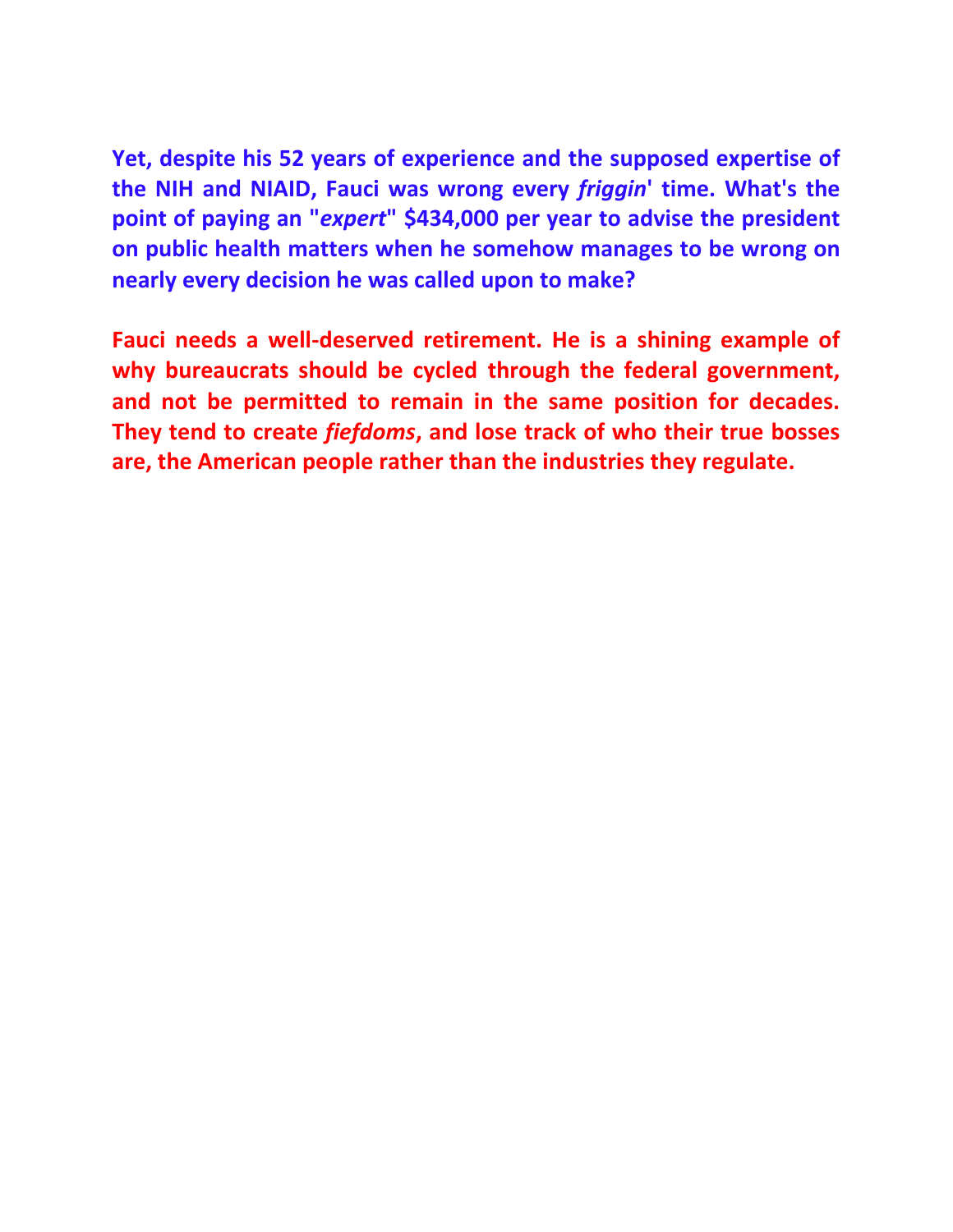**Yet, despite his 52 years of experience and the supposed expertise of the NIH and NIAID, Fauci was wrong every *friggin*' time. What's the point of paying an "*expert*" $434,000 per year to advise the president on public health matters when he somehow manages to be wrong on nearly every decision he was called upon to make?**

**Fauci needs a well-deserved retirement. He is a shining example of why bureaucrats should be cycled through the federal government, and not be permitted to remain in the same position for decades. They tend to create *fiefdoms*, and lose track of who their true bosses are, the American people rather than the industries they regulate.**